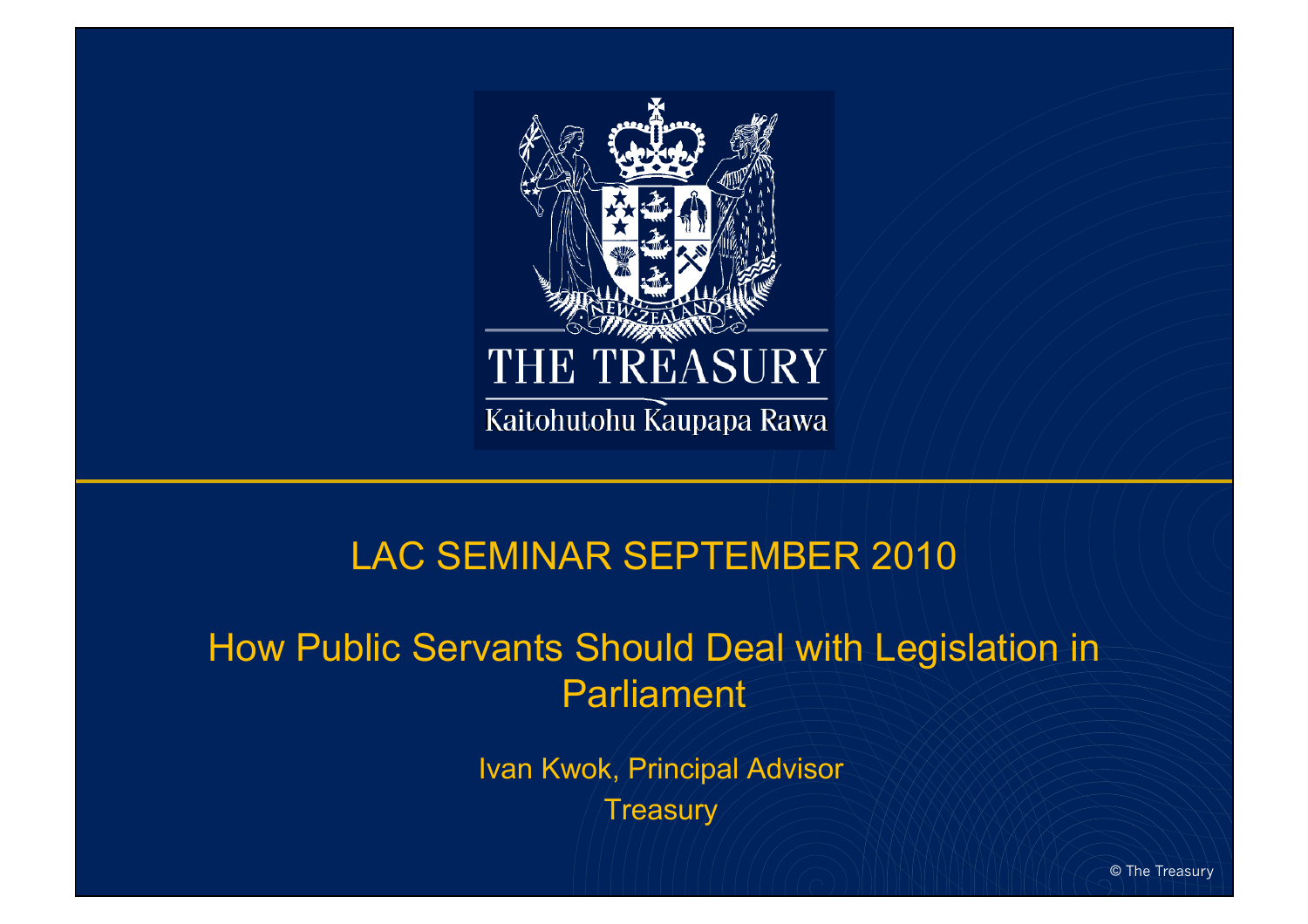THE TREASURY

Kaitohutohu Kaupapa Rawa

# LAC SEMINAR SEPTEMBER 2010

## How Public Servants Should Deal with Legislation in Parliament

Ivan Kwok, Principal Advisor

Treasury

© The Treasury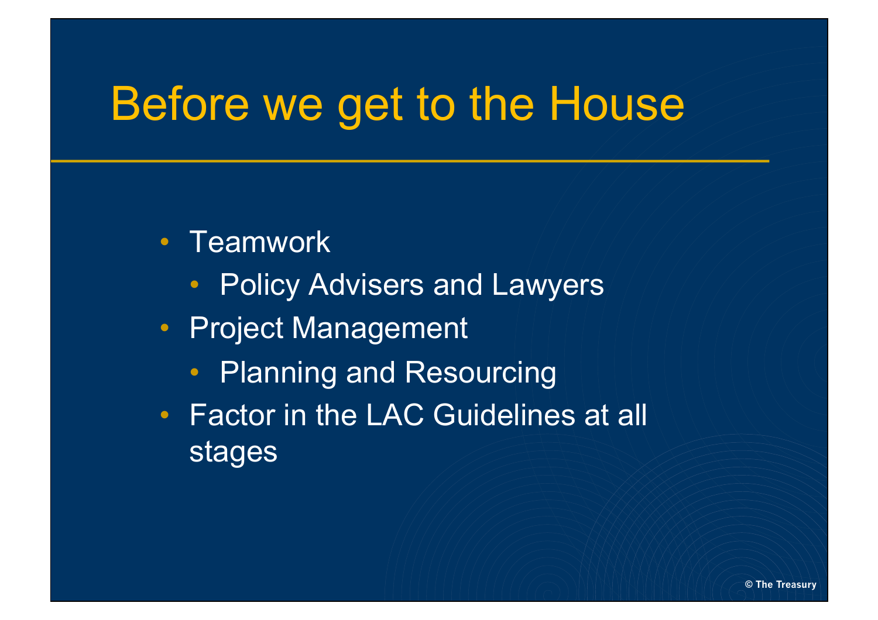# Before we get to the House

- Teamwork
  - Policy Advisers and Lawyers
- Project Management
  - Planning and Resourcing
- Factor in the LAC Guidelines at all stages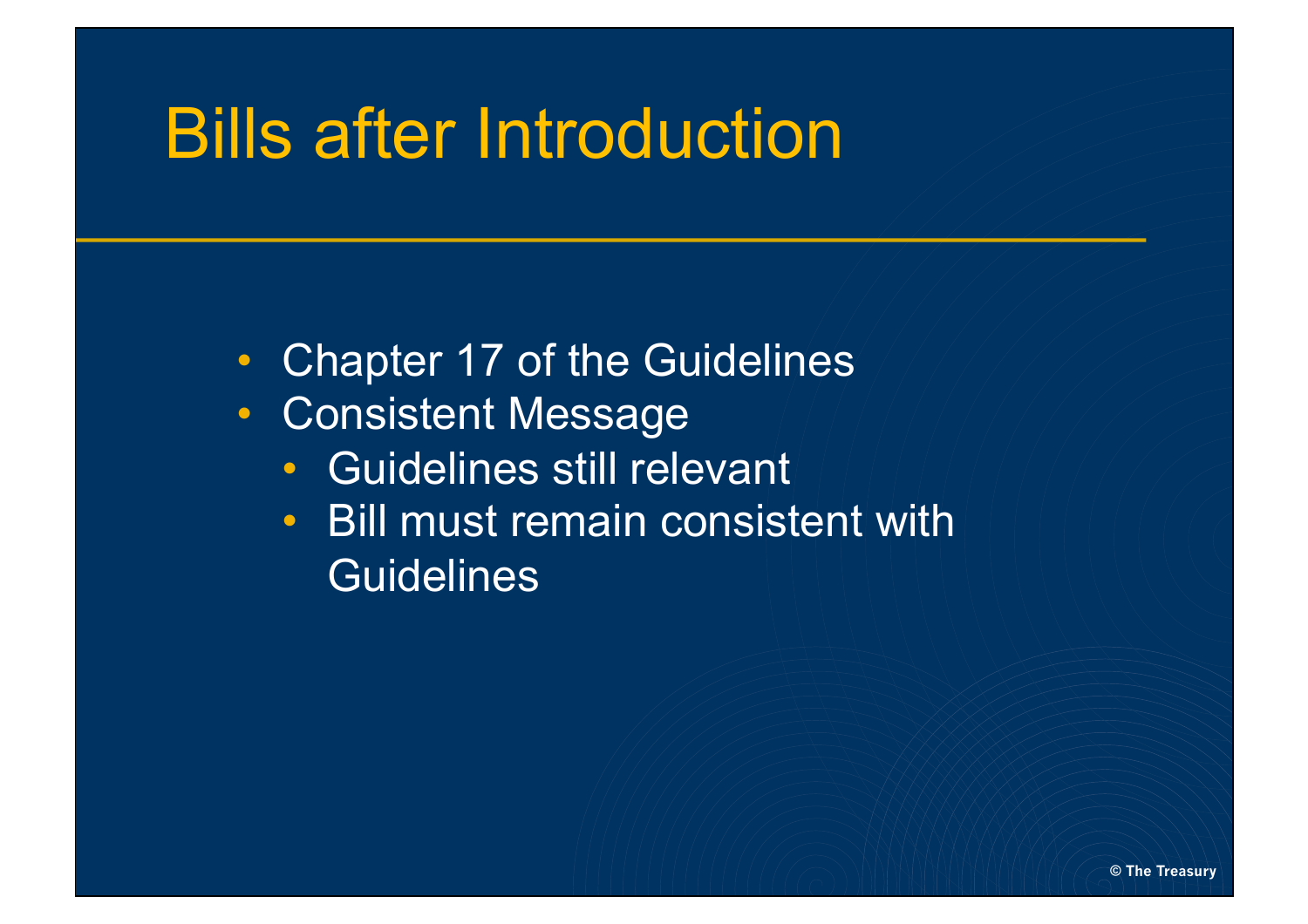# Bills after Introduction

- Chapter 17 of the Guidelines
- Consistent Message
  - Guidelines still relevant
  - Bill must remain consistent with Guidelines

© The Treasury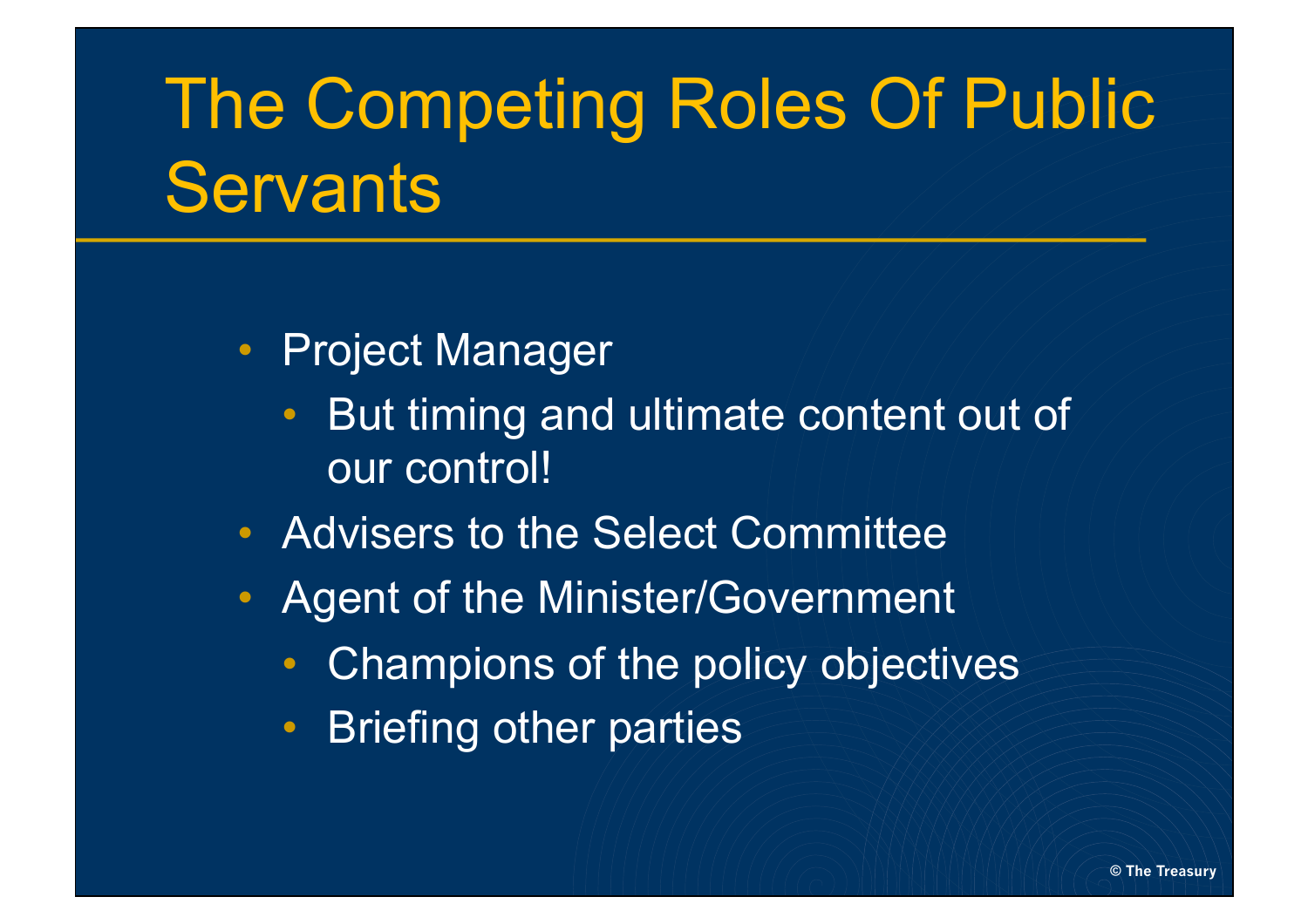# The Competing Roles Of Public Servants

- Project Manager
  - But timing and ultimate content out of our control!
- Advisers to the Select Committee
- Agent of the Minister/Government
  - Champions of the policy objectives
  - Briefing other parties

© The Treasury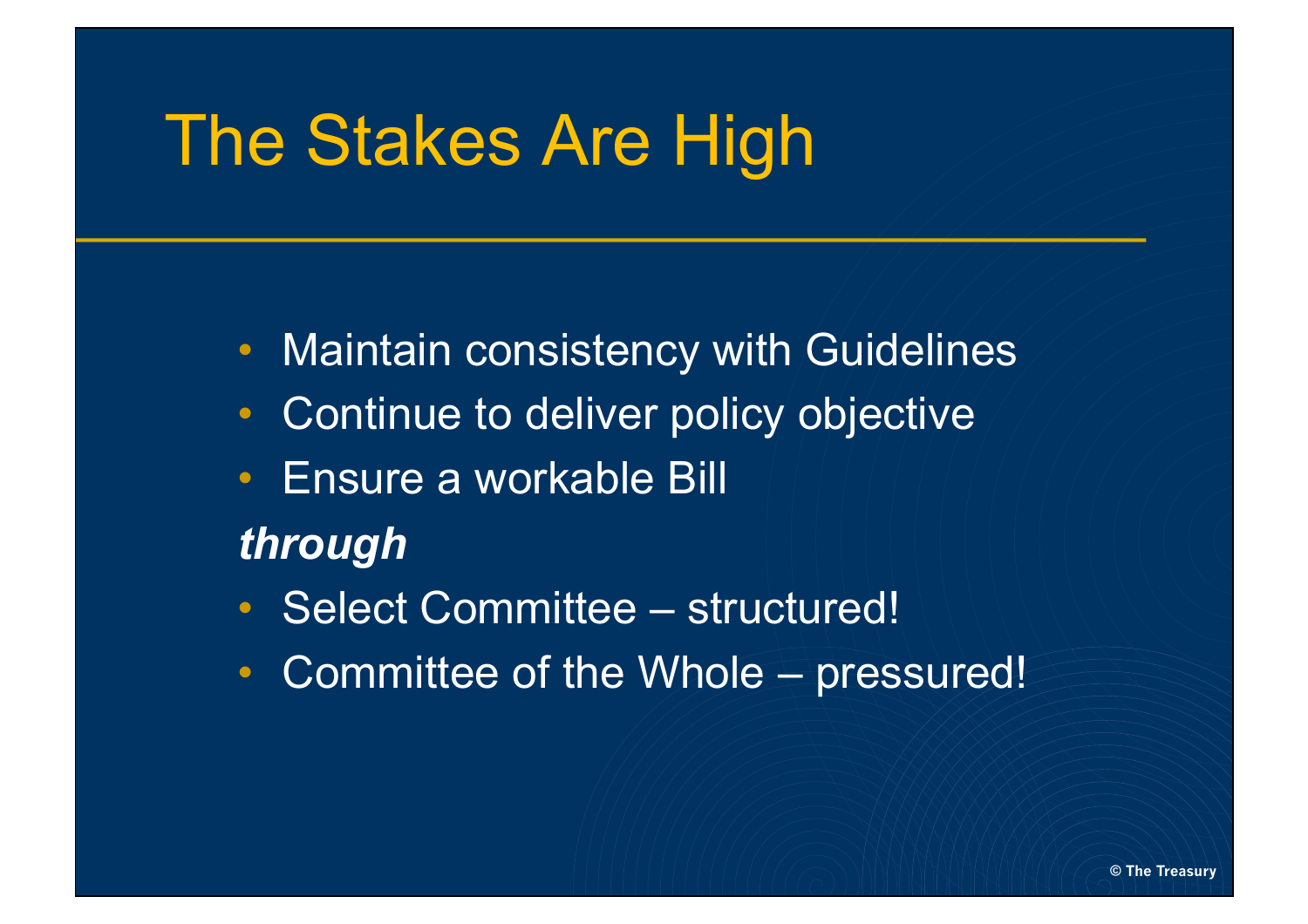# The Stakes Are High

- Maintain consistency with Guidelines
- Continue to deliver policy objective
- Ensure a workable Bill

***through***

- Select Committee – structured!
- Committee of the Whole – pressured!

© The Treasury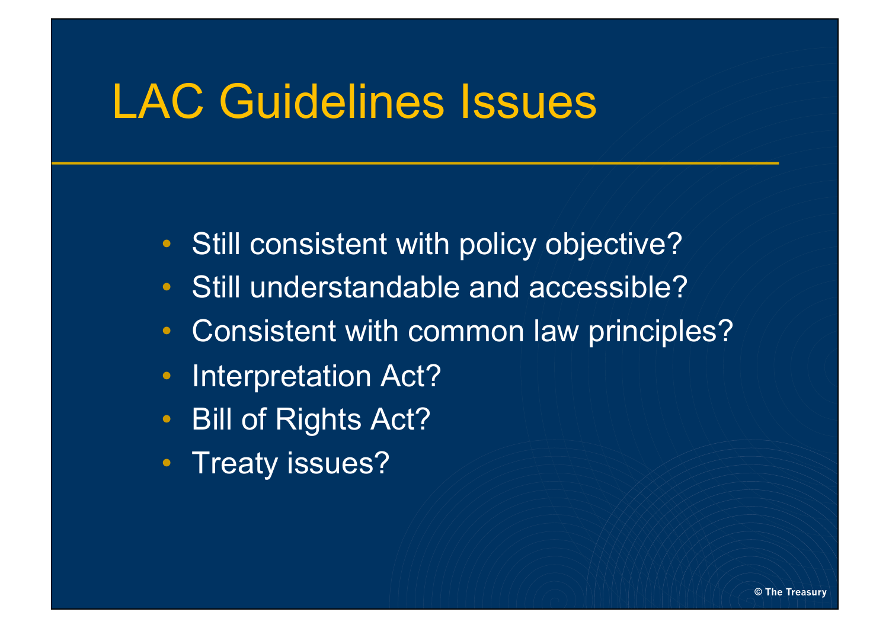# LAC Guidelines Issues

- Still consistent with policy objective?
- Still understandable and accessible?
- Consistent with common law principles?
- Interpretation Act?
- Bill of Rights Act?
- Treaty issues?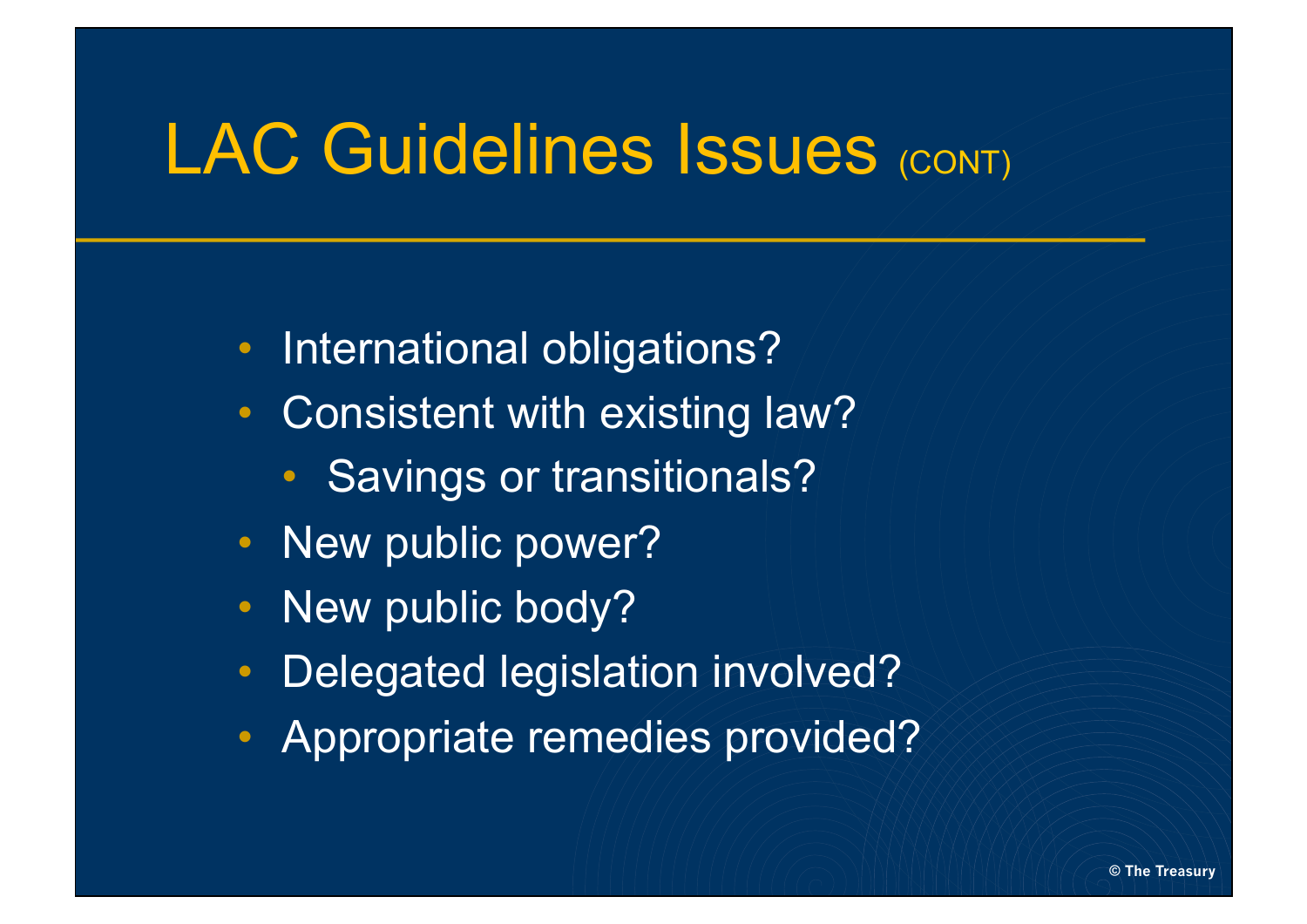# LAC Guidelines Issues (CONT)

- International obligations?
- Consistent with existing law?
  - Savings or transitionals?
- New public power?
- New public body?
- Delegated legislation involved?
- Appropriate remedies provided?

© The Treasury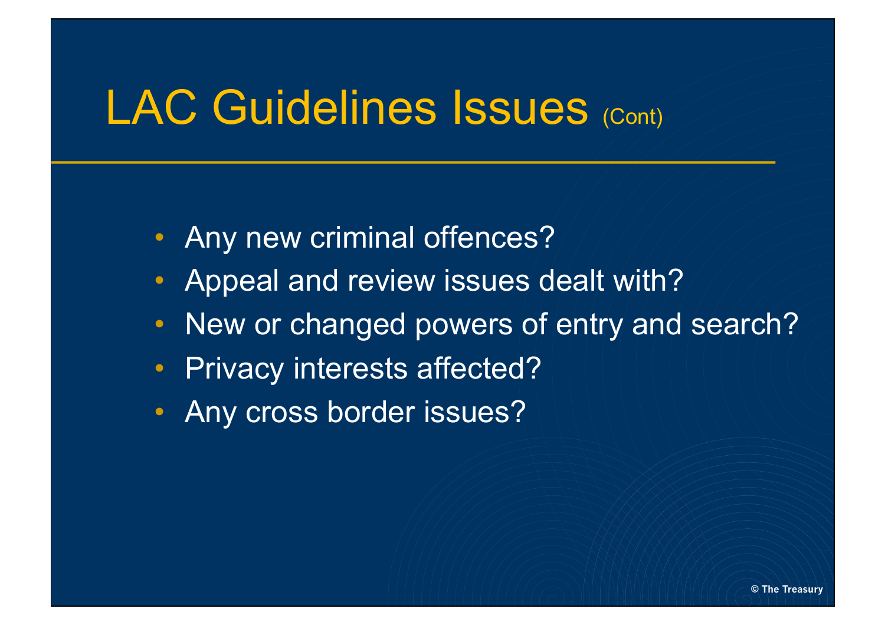# LAC Guidelines Issues (Cont)

- Any new criminal offences?
- Appeal and review issues dealt with?
- New or changed powers of entry and search?
- Privacy interests affected?
- Any cross border issues?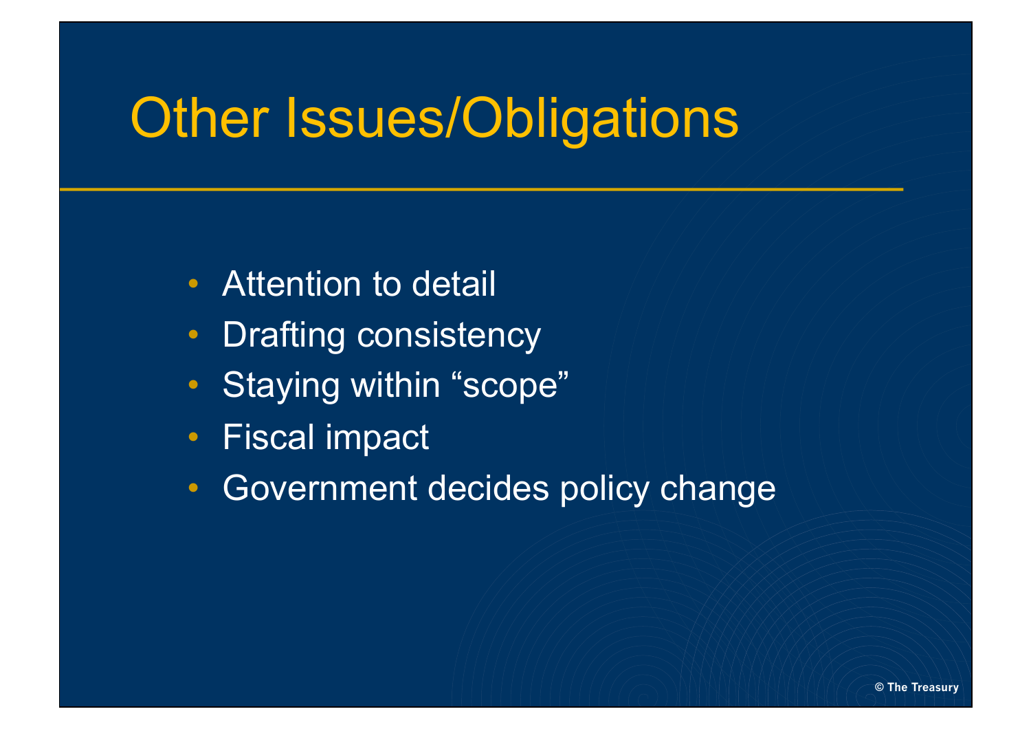# Other Issues/Obligations

- Attention to detail
- Drafting consistency
- Staying within “scope”
- Fiscal impact
- Government decides policy change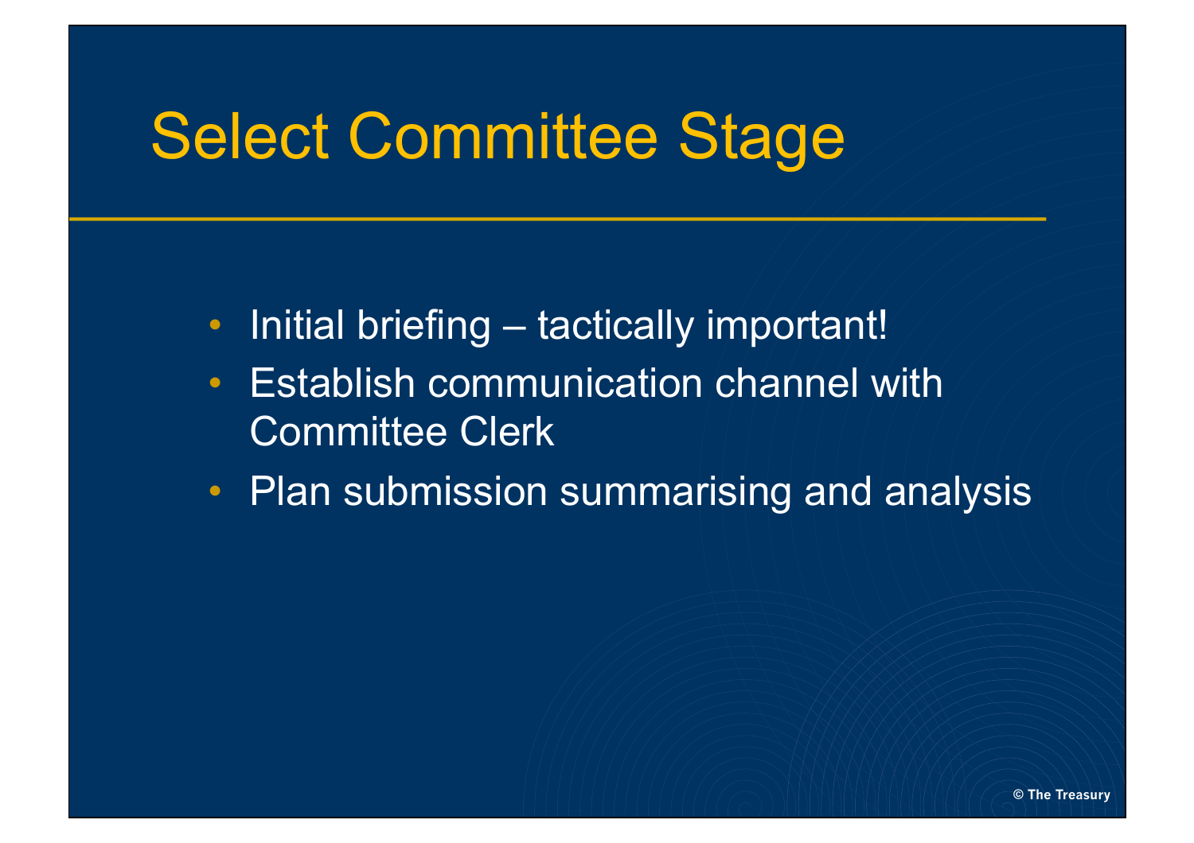# Select Committee Stage

- Initial briefing – tactically important!
- Establish communication channel with Committee Clerk
- Plan submission summarising and analysis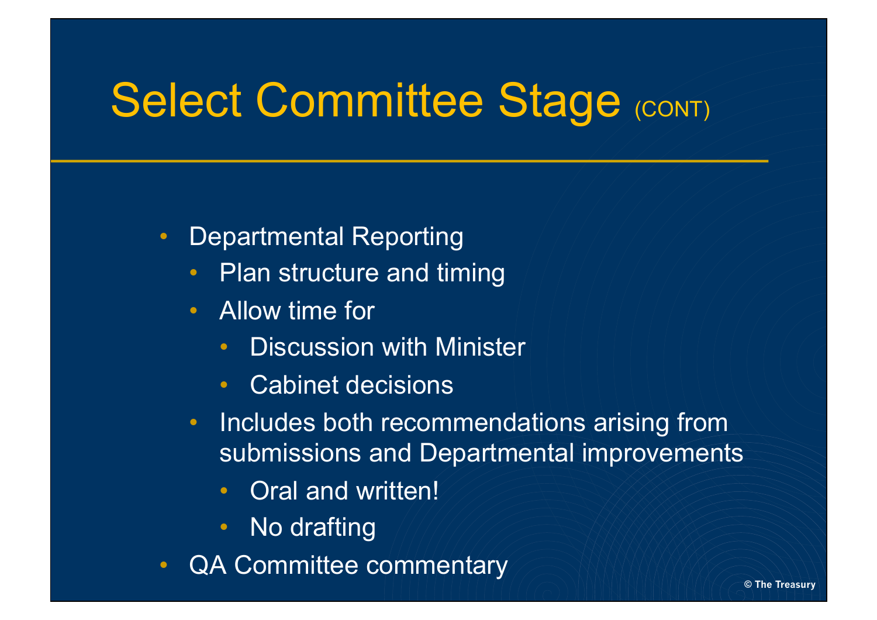# Select Committee Stage (CONT)

- Departmental Reporting
  - Plan structure and timing
  - Allow time for
    - Discussion with Minister
    - Cabinet decisions
  - Includes both recommendations arising from submissions and Departmental improvements
    - Oral and written!
    - No drafting
- QA Committee commentary

© The Treasury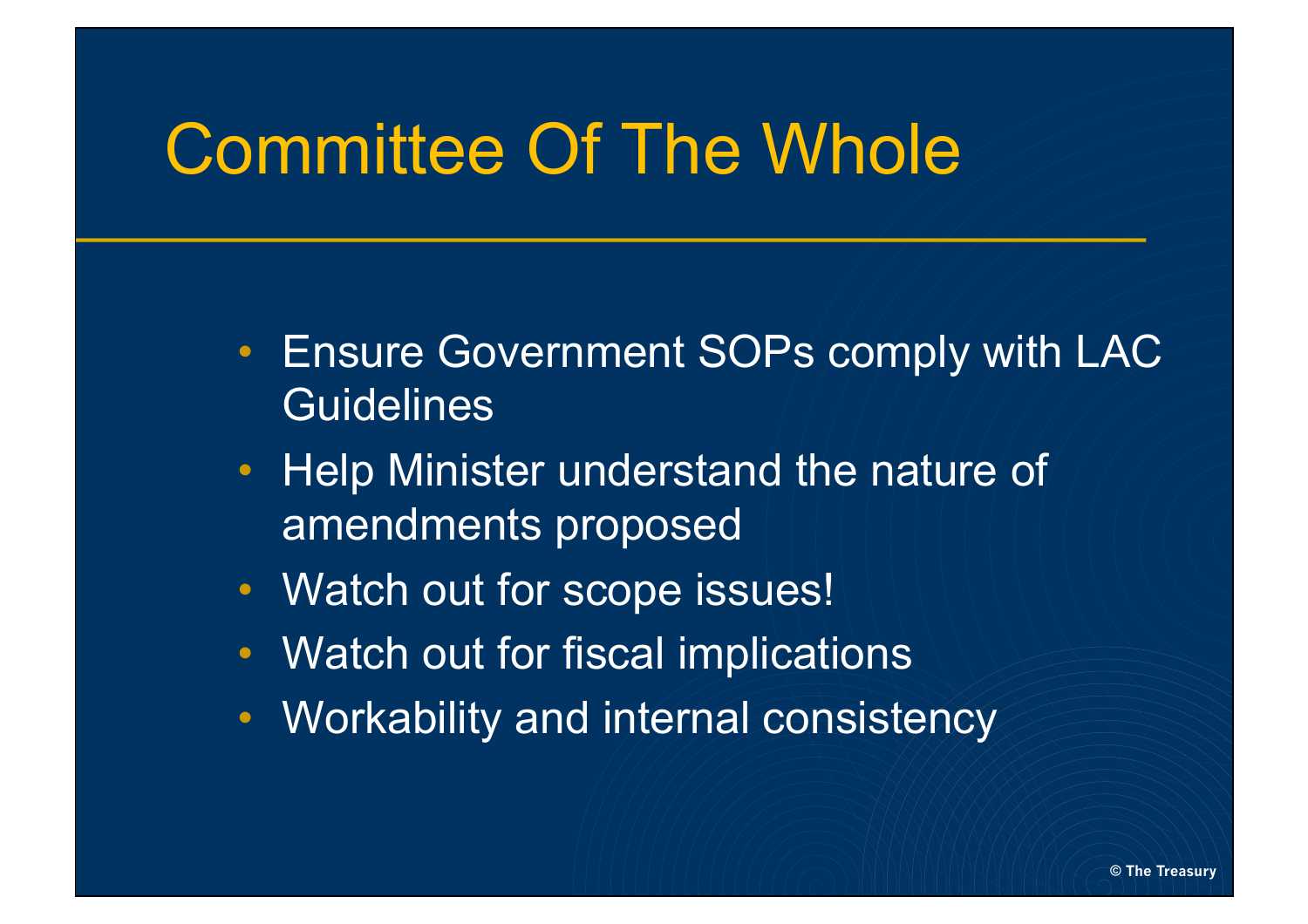# Committee Of The Whole

- Ensure Government SOPs comply with LAC Guidelines
- Help Minister understand the nature of amendments proposed
- Watch out for scope issues!
- Watch out for fiscal implications
- Workability and internal consistency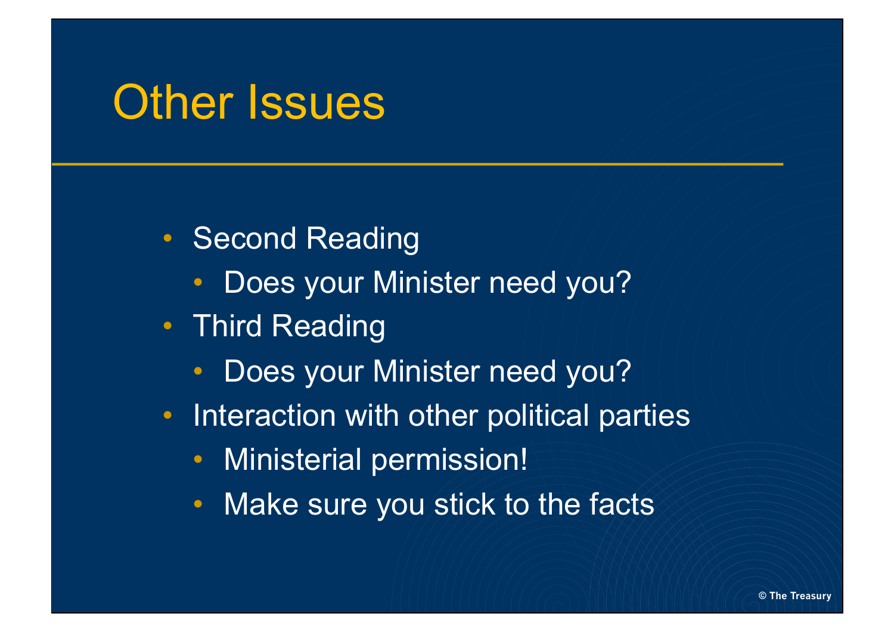# Other Issues

- Second Reading
  - Does your Minister need you?
- Third Reading
  - Does your Minister need you?
- Interaction with other political parties
  - Ministerial permission!
  - Make sure you stick to the facts